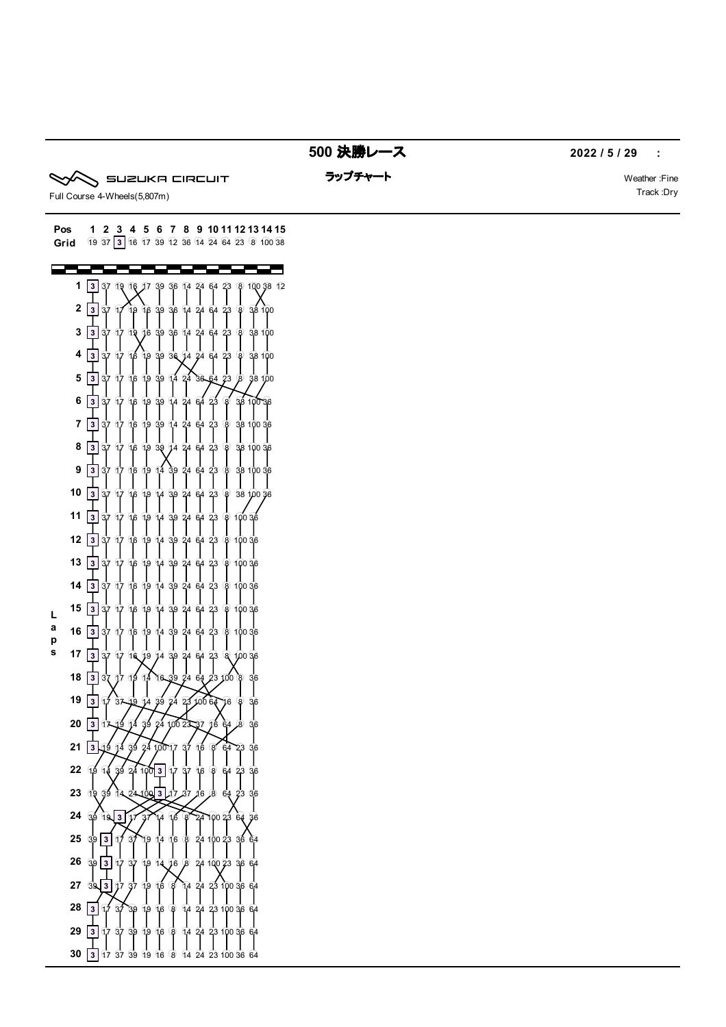# 500 決勝レース

**2022 / 5 / 29 :**

SUZUKA CIRCUIT

Full Course 4-Wheels(5,807m)

## ラップチャート

Weather :Fine
Track :Dry

| Pos | 1 | 2 | 3 | 4 | 5 | 6 | 7 | 8 | 9 | 10 | 11 | 12 | 13 | 14 | 15 |
|---|---|---|---|---|---|---|---|---|---|---|---|---|---|---|---|
| Grid | 19 | 37 | 3 | 16 | 17 | 39 | 12 | 36 | 14 | 24 | 64 | 23 | 8 | 100 | 38 |
| Laps 1 | 3 | 37 | 19 | 16 | 17 | 39 | 36 | 14 | 24 | 64 | 23 | 8 | 100 | 38 | 12 |
| 2 | 3 | 37 | 17 | 19 | 16 | 39 | 36 | 14 | 24 | 64 | 23 | 8 | 38 | 100 | |
| 3 | 3 | 37 | 17 | 19 | 16 | 39 | 36 | 14 | 24 | 64 | 23 | 8 | 38 | 100 | |
| 4 | 3 | 37 | 17 | 16 | 19 | 39 | 36 | 14 | 24 | 64 | 23 | 8 | 38 | 100 | |
| 5 | 3 | 37 | 17 | 16 | 19 | 39 | 14 | 24 | 36 | 64 | 23 | 8 | 38 | 100 | |
| 6 | 3 | 37 | 17 | 16 | 19 | 39 | 14 | 24 | 64 | 23 | 8 | 38 | 100 | 36 | |
| 7 | 3 | 37 | 17 | 16 | 19 | 39 | 14 | 24 | 64 | 23 | 8 | 38 | 100 | 36 | |
| 8 | 3 | 37 | 17 | 16 | 19 | 39 | 14 | 24 | 64 | 23 | 8 | 38 | 100 | 36 | |
| 9 | 3 | 37 | 17 | 16 | 19 | 14 | 39 | 24 | 64 | 23 | 8 | 38 | 100 | 36 | |
| 10 | 3 | 37 | 17 | 16 | 19 | 14 | 39 | 24 | 64 | 23 | 8 | 38 | 100 | 36 | |
| 11 | 3 | 37 | 17 | 16 | 19 | 14 | 39 | 24 | 64 | 23 | 8 | 100 | 36 | | |
| 12 | 3 | 37 | 17 | 16 | 19 | 14 | 39 | 24 | 64 | 23 | 8 | 100 | 36 | | |
| 13 | 3 | 37 | 17 | 16 | 19 | 14 | 39 | 24 | 64 | 23 | 8 | 100 | 36 | | |
| 14 | 3 | 37 | 17 | 16 | 19 | 14 | 39 | 24 | 64 | 23 | 8 | 100 | 36 | | |
| 15 | 3 | 37 | 17 | 16 | 19 | 14 | 39 | 24 | 64 | 23 | 8 | 100 | 36 | | |
| 16 | 3 | 37 | 17 | 16 | 19 | 14 | 39 | 24 | 64 | 23 | 8 | 100 | 36 | | |
| 17 | 3 | 37 | 17 | 16 | 19 | 14 | 39 | 24 | 64 | 23 | 8 | 100 | 36 | | |
| 18 | 3 | 37 | 17 | 19 | 14 | 16 | 39 | 24 | 64 | 23 | 100 | 8 | 36 | | |
| 19 | 3 | 17 | 37 | 19 | 14 | 39 | 24 | 23 | 100 | 64 | 16 | 8 | 36 | | |
| 20 | 3 | 17 | 19 | 14 | 39 | 24 | 100 | 23 | 37 | 16 | 64 | 8 | 36 | | |
| 21 | 3 | 19 | 14 | 39 | 24 | 100 | 17 | 37 | 16 | 8 | 64 | 23 | 36 | | |
| 22 | 19 | 14 | 39 | 24 | 100 | 3 | 17 | 37 | 16 | 8 | 64 | 23 | 36 | | |
| 23 | 19 | 39 | 14 | 24 | 100 | 3 | 17 | 37 | 16 | 8 | 64 | 23 | 36 | | |
| 24 | 39 | 19 | 3 | 17 | 37 | 14 | 16 | 8 | 24 | 100 | 23 | 64 | 36 | | |
| 25 | 39 | 3 | 17 | 37 | 19 | 14 | 16 | 8 | 24 | 100 | 23 | 36 | 64 | | |
| 26 | 39 | 3 | 17 | 37 | 19 | 14 | 16 | 8 | 24 | 100 | 23 | 36 | 64 | | |
| 27 | 39 | 3 | 17 | 37 | 19 | 16 | 8 | 14 | 24 | 23 | 100 | 36 | 64 | | |
| 28 | 3 | 17 | 37 | 39 | 19 | 16 | 8 | 14 | 24 | 23 | 100 | 36 | 64 | | |
| 29 | 3 | 17 | 37 | 39 | 19 | 16 | 8 | 14 | 24 | 23 | 100 | 36 | 64 | | |
| 30 | 3 | 17 | 37 | 39 | 19 | 16 | 8 | 14 | 24 | 23 | 100 | 36 | 64 | | |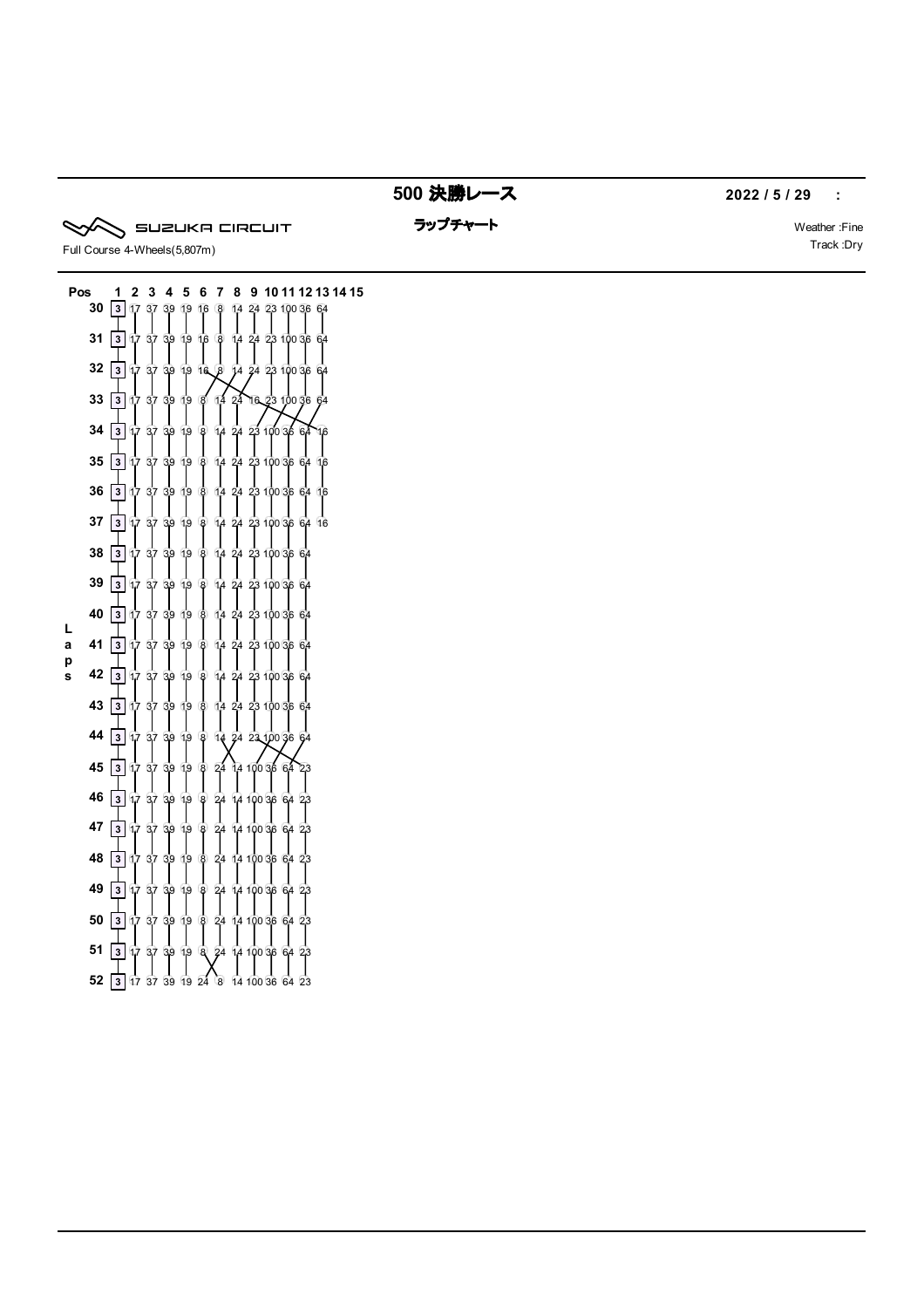# 500 決勝レース

**2022 / 5 / 29 :**

SUZUKA CIRCUIT

Full Course 4-Wheels(5,807m)

## ラップチャート

Weather :Fine
Track :Dry

| Laps \ Pos | 1 | 2 | 3 | 4 | 5 | 6 | 7 | 8 | 9 | 10 | 11 | 12 | 13 | 14 | 15 |
|---|---|---|---|---|---|---|---|---|---|---|---|---|---|---|---|
| 30 | 3 | 17 | 37 | 39 | 19 | 16 | 8 | 14 | 24 | 23 | 100 | 36 | 64 | | |
| 31 | 3 | 17 | 37 | 39 | 19 | 16 | 8 | 14 | 24 | 23 | 100 | 36 | 64 | | |
| 32 | 3 | 17 | 37 | 39 | 19 | 16 | 8 | 14 | 24 | 23 | 100 | 36 | 64 | | |
| 33 | 3 | 17 | 37 | 39 | 19 | 8 | 14 | 24 | 16 | 23 | 100 | 36 | 64 | | |
| 34 | 3 | 17 | 37 | 39 | 19 | 8 | 14 | 24 | 23 | 100 | 36 | 64 | 16 | | |
| 35 | 3 | 17 | 37 | 39 | 19 | 8 | 14 | 24 | 23 | 100 | 36 | 64 | 16 | | |
| 36 | 3 | 17 | 37 | 39 | 19 | 8 | 14 | 24 | 23 | 100 | 36 | 64 | 16 | | |
| 37 | 3 | 17 | 37 | 39 | 19 | 8 | 14 | 24 | 23 | 100 | 36 | 64 | 16 | | |
| 38 | 3 | 17 | 37 | 39 | 19 | 8 | 14 | 24 | 23 | 100 | 36 | 64 | | | |
| 39 | 3 | 17 | 37 | 39 | 19 | 8 | 14 | 24 | 23 | 100 | 36 | 64 | | | |
| 40 | 3 | 17 | 37 | 39 | 19 | 8 | 14 | 24 | 23 | 100 | 36 | 64 | | | |
| 41 | 3 | 17 | 37 | 39 | 19 | 8 | 14 | 24 | 23 | 100 | 36 | 64 | | | |
| 42 | 3 | 17 | 37 | 39 | 19 | 8 | 14 | 24 | 23 | 100 | 36 | 64 | | | |
| 43 | 3 | 17 | 37 | 39 | 19 | 8 | 14 | 24 | 23 | 100 | 36 | 64 | | | |
| 44 | 3 | 17 | 37 | 39 | 19 | 8 | 14 | 24 | 23 | 100 | 36 | 64 | | | |
| 45 | 3 | 17 | 37 | 39 | 19 | 8 | 24 | 14 | 100 | 36 | 64 | 23 | | | |
| 46 | 3 | 17 | 37 | 39 | 19 | 8 | 24 | 14 | 100 | 36 | 64 | 23 | | | |
| 47 | 3 | 17 | 37 | 39 | 19 | 8 | 24 | 14 | 100 | 36 | 64 | 23 | | | |
| 48 | 3 | 17 | 37 | 39 | 19 | 8 | 24 | 14 | 100 | 36 | 64 | 23 | | | |
| 49 | 3 | 17 | 37 | 39 | 19 | 8 | 24 | 14 | 100 | 36 | 64 | 23 | | | |
| 50 | 3 | 17 | 37 | 39 | 19 | 8 | 24 | 14 | 100 | 36 | 64 | 23 | | | |
| 51 | 3 | 17 | 37 | 39 | 19 | 8 | 24 | 14 | 100 | 36 | 64 | 23 | | | |
| 52 | 3 | 17 | 37 | 39 | 19 | 24 | 8 | 14 | 100 | 36 | 64 | 23 | | | |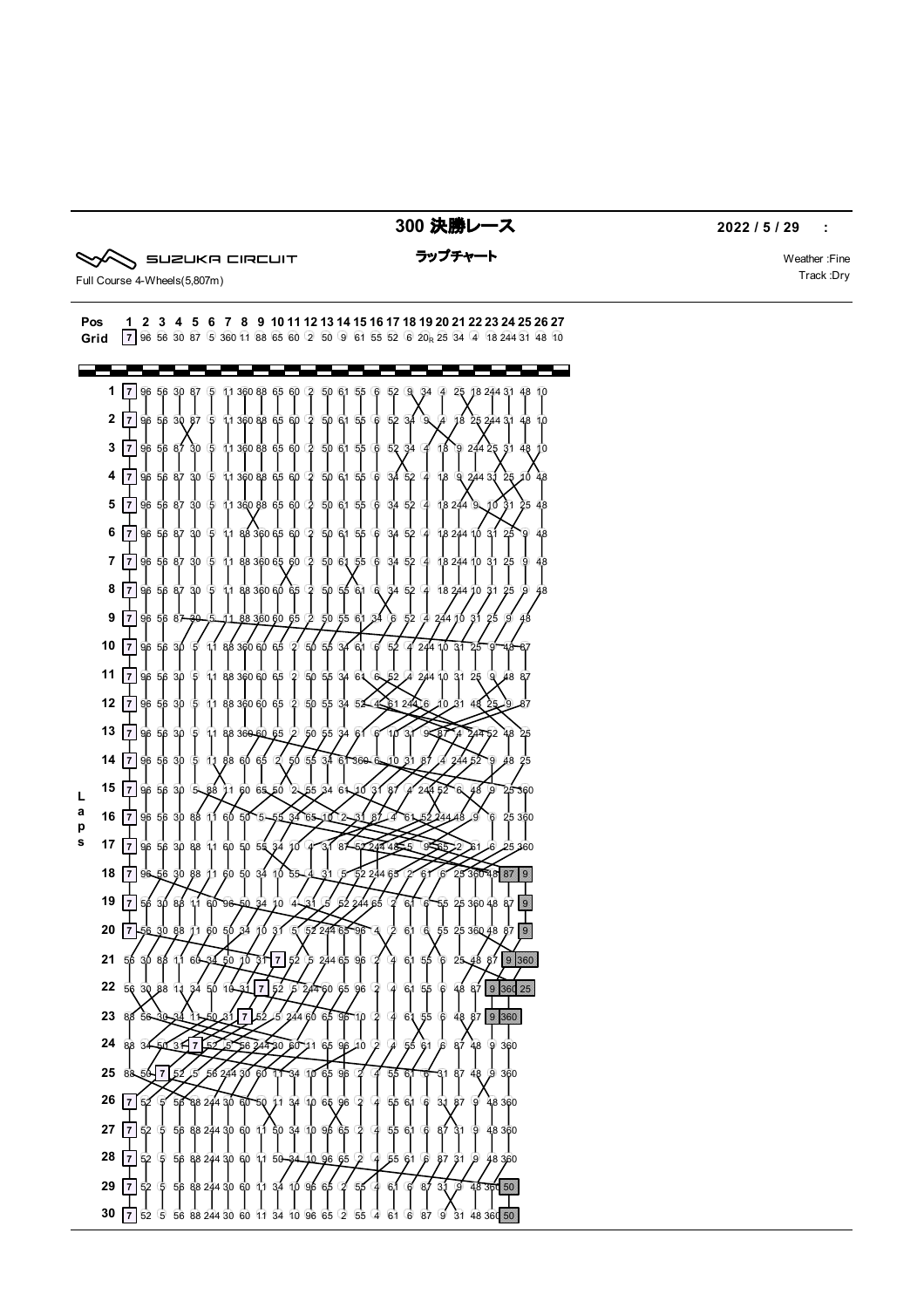# 300 決勝レース

**2022 / 5 / 29 :**

SUZUKA CIRCUIT

Full Course 4-Wheels(5,807m)

## ラップチャート

Weather :Fine
Track :Dry

| Pos | 1 | 2 | 3 | 4 | 5 | 6 | 7 | 8 | 9 | 10 | 11 | 12 | 13 | 14 | 15 | 16 | 17 | 18 | 19 | 20 | 21 | 22 | 23 | 24 | 25 | 26 | 27 |
|---|---|---|---|---|---|---|---|---|---|---|---|---|---|---|---|---|---|---|---|---|---|---|---|---|---|---|---|
| Grid | 7 | 96 | 56 | 30 | 87 | 5 | 360 | 11 | 88 | 65 | 60 | 2 | 50 | 9 | 61 | 55 | 52 | 6 | 20R | 25 | 34 | 4 | 18 | 244 | 31 | 48 | 10 |

| Laps | | | | | | | | | | | | | | | | | | | | | | | | | | | |
|---|---|---|---|---|---|---|---|---|---|---|---|---|---|---|---|---|---|---|---|---|---|---|---|---|---|---|---|
| 1 | 7 | 96 | 56 | 30 | 87 | 5 | 11 | 360 | 88 | 65 | 60 | 2 | 50 | 61 | 55 | 6 | 52 | 9 | 34 | 4 | 25 | 18 | 244 | 31 | 48 | 10 |
| 2 | 7 | 96 | 56 | 30 | 87 | 5 | 11 | 360 | 88 | 65 | 60 | 2 | 50 | 61 | 55 | 6 | 52 | 34 | 9 | 4 | 18 | 25 | 244 | 31 | 48 | 10 |
| 3 | 7 | 96 | 56 | 87 | 30 | 5 | 11 | 360 | 88 | 65 | 60 | 2 | 50 | 61 | 55 | 6 | 52 | 34 | 4 | 18 | 9 | 244 | 25 | 31 | 48 | 10 |
| 4 | 7 | 96 | 56 | 87 | 30 | 5 | 11 | 360 | 88 | 65 | 60 | 2 | 50 | 61 | 55 | 6 | 34 | 52 | 4 | 18 | 9 | 244 | 31 | 25 | 10 | 48 |
| 5 | 7 | 96 | 56 | 87 | 30 | 5 | 11 | 360 | 88 | 65 | 60 | 2 | 50 | 61 | 55 | 6 | 34 | 52 | 4 | 18 | 244 | 9 | 10 | 31 | 25 | 48 |
| 6 | 7 | 96 | 56 | 87 | 30 | 5 | 11 | 88 | 360 | 65 | 60 | 2 | 50 | 61 | 55 | 6 | 34 | 52 | 4 | 18 | 244 | 10 | 31 | 25 | 9 | 48 |
| 7 | 7 | 96 | 56 | 87 | 30 | 5 | 11 | 88 | 360 | 65 | 60 | 2 | 50 | 61 | 55 | 6 | 34 | 52 | 4 | 18 | 244 | 10 | 31 | 25 | 9 | 48 |
| 8 | 7 | 96 | 56 | 87 | 30 | 5 | 11 | 88 | 360 | 60 | 65 | 2 | 50 | 55 | 61 | 6 | 34 | 52 | 4 | 18 | 244 | 10 | 31 | 25 | 9 | 48 |
| 9 | 7 | 96 | 56 | 87 | 30 | 5 | 11 | 88 | 360 | 60 | 65 | 2 | 50 | 55 | 61 | 34 | 6 | 52 | 4 | 244 | 10 | 31 | 25 | 9 | 48 | |
| 10 | 7 | 96 | 56 | 30 | 5 | 11 | 88 | 360 | 60 | 65 | 2 | 50 | 55 | 34 | 61 | 6 | 52 | 4 | 244 | 10 | 31 | 25 | 9 | 48 | 87 | |
| 11 | 7 | 96 | 56 | 30 | 5 | 11 | 88 | 360 | 60 | 65 | 2 | 50 | 55 | 34 | 61 | 6 | 52 | 4 | 244 | 10 | 31 | 25 | 9 | 48 | 87 | |
| 12 | 7 | 96 | 56 | 30 | 5 | 11 | 88 | 360 | 60 | 65 | 2 | 50 | 55 | 34 | 52 | 4 | 61 | 244 | 6 | 10 | 31 | 48 | 25 | 9 | 87 | |
| 13 | 7 | 96 | 56 | 30 | 5 | 11 | 88 | 360 | 60 | 65 | 2 | 50 | 55 | 34 | 61 | 6 | 10 | 31 | 9 | 87 | 4 | 244 | 52 | 48 | 25 | |
| 14 | 7 | 96 | 56 | 30 | 5 | 11 | 88 | 60 | 65 | 2 | 50 | 55 | 34 | 61 | 360 | 6 | 10 | 31 | 87 | 4 | 244 | 52 | 9 | 48 | 25 | |
| 15 | 7 | 96 | 56 | 30 | 5 | 88 | 11 | 60 | 65 | 50 | 2 | 55 | 34 | 61 | 10 | 31 | 87 | 4 | 244 | 52 | 6 | 48 | 9 | 25 | 360 | |
| 16 | 7 | 96 | 56 | 30 | 88 | 11 | 60 | 50 | 5 | 55 | 34 | 65 | 10 | 2 | 31 | 87 | 4 | 61 | 52 | 244 | 48 | 9 | 6 | 25 | 360 | |
| 17 | 7 | 96 | 56 | 30 | 88 | 11 | 60 | 50 | 55 | 34 | 10 | 4 | 31 | 87 | 52 | 244 | 48 | 5 | 9 | 65 | 2 | 61 | 6 | 25 | 360 | |
| 18 | 7 | 96 | 56 | 30 | 88 | 11 | 60 | 50 | 34 | 10 | 55 | 4 | 31 | 5 | 52 | 244 | 65 | 2 | 61 | 6 | 25 | 360 | 48 | 87 | 9 | |
| 19 | 7 | 56 | 30 | 88 | 11 | 60 | 96 | 50 | 34 | 10 | 4 | 31 | 5 | 52 | 244 | 65 | 2 | 61 | 6 | 55 | 25 | 360 | 48 | 87 | 9 | |
| 20 | 7 | 56 | 30 | 88 | 11 | 60 | 50 | 34 | 10 | 31 | 5 | 52 | 244 | 65 | 96 | 4 | 2 | 61 | 6 | 55 | 25 | 360 | 48 | 87 | 9 | |
| 21 | 56 | 30 | 88 | 11 | 60 | 34 | 50 | 10 | 31 | 7 | 52 | 5 | 244 | 65 | 96 | 2 | 4 | 61 | 55 | 6 | 25 | 48 | 87 | 9 | 360 | |
| 22 | 56 | 30 | 88 | 11 | 34 | 50 | 10 | 31 | 7 | 52 | 5 | 244 | 60 | 65 | 96 | 2 | 4 | 61 | 55 | 6 | 48 | 87 | 9 | 360 | 25 | |
| 23 | 88 | 56 | 30 | 34 | 11 | 50 | 31 | 7 | 52 | 5 | 244 | 60 | 65 | 96 | 10 | 2 | 4 | 61 | 55 | 6 | 48 | 87 | 9 | 360 | | |
| 24 | 88 | 34 | 50 | 31 | 7 | 52 | 5 | 56 | 244 | 30 | 60 | 11 | 65 | 96 | 10 | 2 | 4 | 55 | 61 | 6 | 87 | 48 | 9 | 360 | | |
| 25 | 88 | 50 | 7 | 52 | 5 | 56 | 244 | 30 | 60 | 11 | 34 | 10 | 65 | 96 | 2 | 4 | 55 | 61 | 6 | 31 | 87 | 48 | 9 | 360 | | |
| 26 | 7 | 52 | 5 | 56 | 88 | 244 | 30 | 60 | 50 | 11 | 34 | 10 | 65 | 96 | 2 | 4 | 55 | 61 | 6 | 31 | 87 | 9 | 48 | 360 | | |
| 27 | 7 | 52 | 5 | 56 | 88 | 244 | 30 | 60 | 11 | 50 | 34 | 10 | 96 | 65 | 2 | 4 | 55 | 61 | 6 | 87 | 31 | 9 | 48 | 360 | | |
| 28 | 7 | 52 | 5 | 56 | 88 | 244 | 30 | 60 | 11 | 50 | 34 | 10 | 96 | 65 | 2 | 4 | 55 | 61 | 6 | 87 | 31 | 9 | 48 | 360 | | |
| 29 | 7 | 52 | 5 | 56 | 88 | 244 | 30 | 60 | 11 | 34 | 10 | 96 | 65 | 2 | 55 | 4 | 61 | 6 | 87 | 31 | 9 | 48 | 360 | 50 | | |
| 30 | 7 | 52 | 5 | 56 | 88 | 244 | 30 | 60 | 11 | 34 | 10 | 96 | 65 | 2 | 55 | 4 | 61 | 6 | 87 | 9 | 31 | 48 | 360 | 50 | | |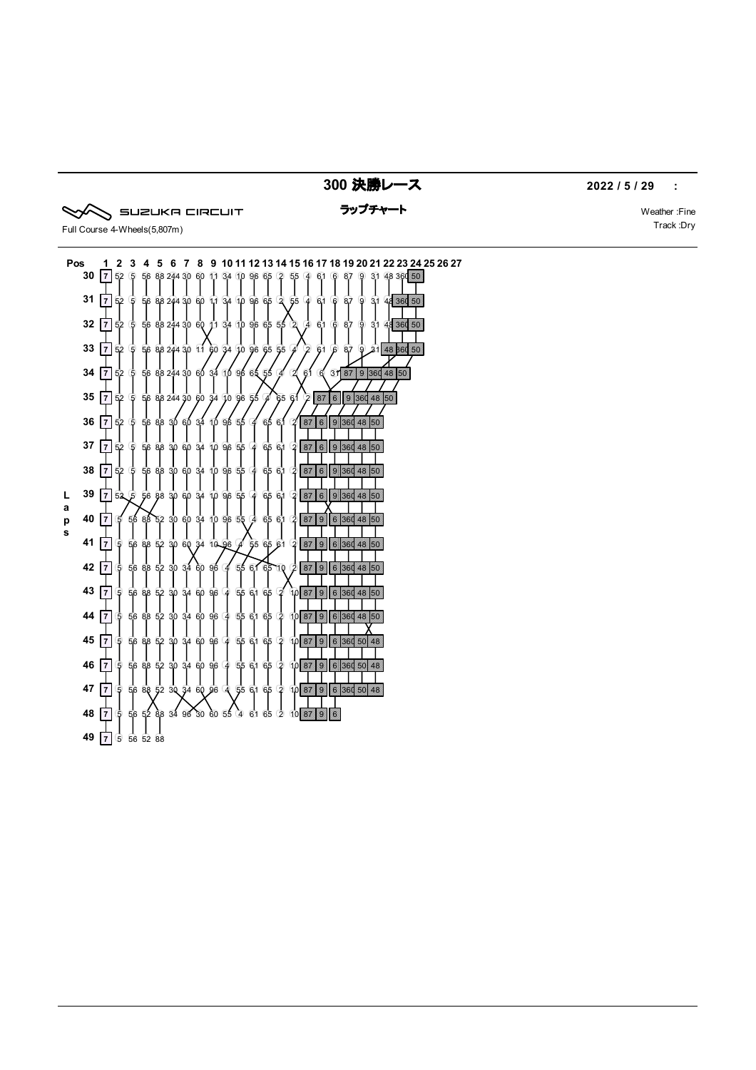# 300 決勝レース

2022 / 5 / 29 :

SUZUKA CIRCUIT

## ラップチャート

Weather :Fine

Track :Dry

Full Course 4-Wheels(5,807m)

Pos 1 2 3 4 5 6 7 8 9 10 11 12 13 14 15 16 17 18 19 20 21 22 23 24 25 26 27

Laps

30 7 52 5 56 88 244 30 60 11 34 10 96 65 2 55 4 61 6 87 9 31 48 360 50

31 7 52 5 56 88 244 30 60 11 34 10 96 65 2 55 4 61 6 87 9 31 48 360 50

32 7 52 5 56 88 244 30 60 11 34 10 96 65 55 2 4 61 6 87 9 31 48 360 50

33 7 52 5 56 88 244 30 11 60 34 10 96 65 55 4 2 61 6 87 9 31 48 360 50

34 7 52 5 56 88 244 30 60 34 10 96 65 55 4 2 61 6 31 87 9 360 48 50

35 7 52 5 56 88 244 30 60 34 10 96 55 4 65 61 2 87 6 9 360 48 50

36 7 52 5 56 88 30 60 34 10 96 55 4 65 61 2 87 6 9 360 48 50

37 7 52 5 56 88 30 60 34 10 96 55 4 65 61 2 87 6 9 360 48 50

38 7 52 5 56 88 30 60 34 10 96 55 4 65 61 2 87 6 9 360 48 50

39 7 52 5 56 88 30 60 34 10 96 55 4 65 61 2 87 6 9 360 48 50

40 7 5 56 88 52 30 60 34 10 96 55 4 65 61 2 87 9 6 360 48 50

41 7 5 56 88 52 30 60 34 10 96 4 55 65 61 2 87 9 6 360 48 50

42 7 5 56 88 52 30 34 60 96 4 55 61 65 10 2 87 9 6 360 48 50

43 7 5 56 88 52 30 34 60 96 4 55 61 65 2 10 87 9 6 360 48 50

44 7 5 56 88 52 30 34 60 96 4 55 61 65 2 10 87 9 6 360 48 50

45 7 5 56 88 52 30 34 60 96 4 55 61 65 2 10 87 9 6 360 50 48

46 7 5 56 88 52 30 34 60 96 4 55 61 65 2 10 87 9 6 360 50 48

47 7 5 56 88 52 30 34 60 96 4 55 61 65 2 10 87 9 6 360 50 48

48 7 5 56 52 88 34 96 30 60 55 4 61 65 2 10 87 9 6

49 7 5 56 52 88